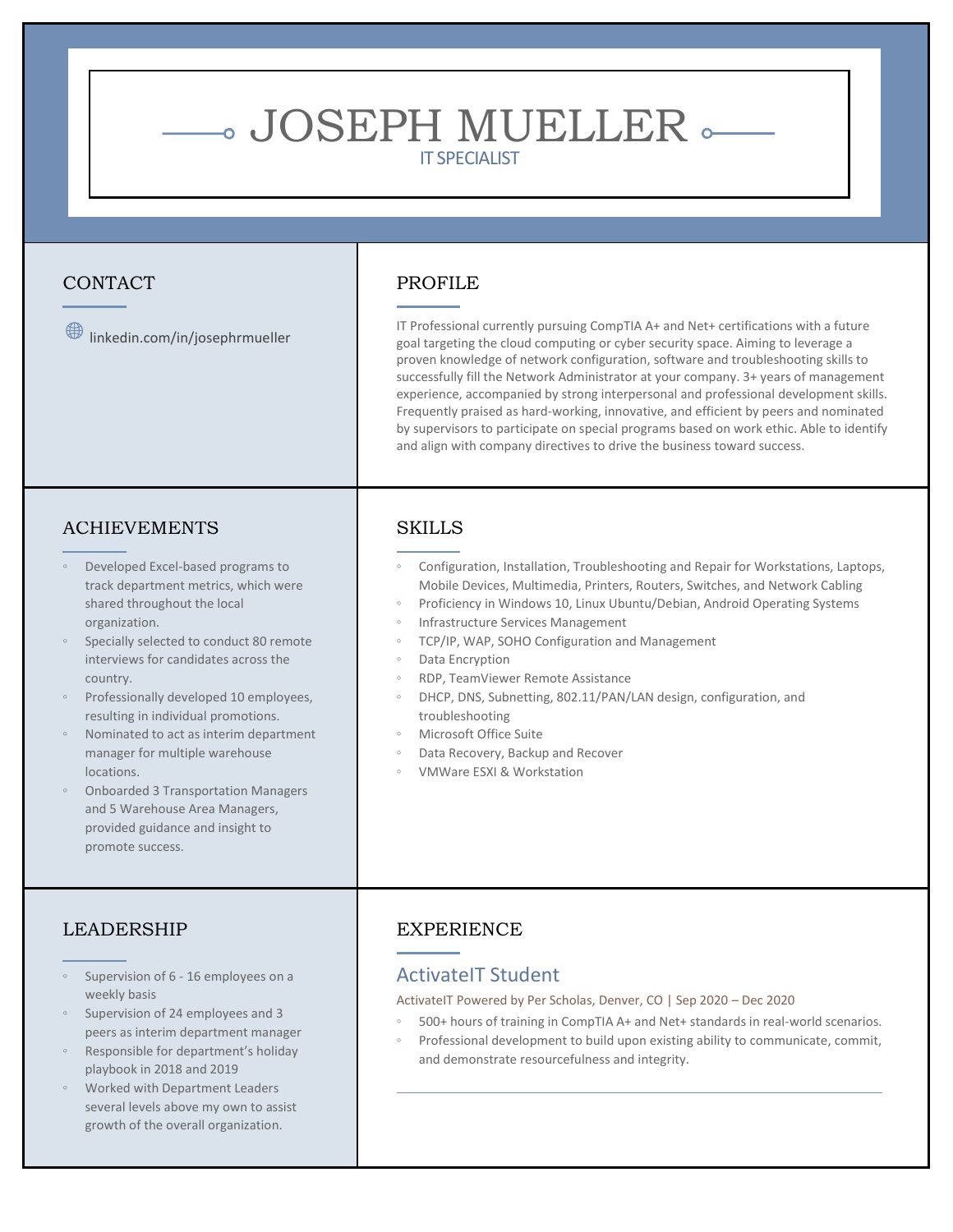# JOSEPH MUELLER

IT SPECIALIST

## CONTACT

linkedin.com/in/josephrmueller

## PROFILE

IT Professional currently pursuing CompTIA A+ and Net+ certifications with a future goal targeting the cloud computing or cyber security space. Aiming to leverage a proven knowledge of network configuration, software and troubleshooting skills to successfully fill the Network Administrator at your company. 3+ years of management experience, accompanied by strong interpersonal and professional development skills. Frequently praised as hard-working, innovative, and efficient by peers and nominated by supervisors to participate on special programs based on work ethic. Able to identify and align with company directives to drive the business toward success.

## ACHIEVEMENTS

- Developed Excel-based programs to track department metrics, which were shared throughout the local organization.
- Specially selected to conduct 80 remote interviews for candidates across the country.
- Professionally developed 10 employees, resulting in individual promotions.
- Nominated to act as interim department manager for multiple warehouse locations.
- Onboarded 3 Transportation Managers and 5 Warehouse Area Managers, provided guidance and insight to promote success.

## SKILLS

- Configuration, Installation, Troubleshooting and Repair for Workstations, Laptops, Mobile Devices, Multimedia, Printers, Routers, Switches, and Network Cabling
- Proficiency in Windows 10, Linux Ubuntu/Debian, Android Operating Systems
- Infrastructure Services Management
- TCP/IP, WAP, SOHO Configuration and Management
- Data Encryption
- RDP, TeamViewer Remote Assistance
- DHCP, DNS, Subnetting, 802.11/PAN/LAN design, configuration, and troubleshooting
- Microsoft Office Suite
- Data Recovery, Backup and Recover
- VMWare ESXI & Workstation

## LEADERSHIP

- Supervision of 6 - 16 employees on a weekly basis
- Supervision of 24 employees and 3 peers as interim department manager
- Responsible for department's holiday playbook in 2018 and 2019
- Worked with Department Leaders several levels above my own to assist growth of the overall organization.

## EXPERIENCE

### ActivateIT Student

ActivateIT Powered by Per Scholas, Denver, CO | Sep 2020 – Dec 2020

- 500+ hours of training in CompTIA A+ and Net+ standards in real-world scenarios.
- Professional development to build upon existing ability to communicate, commit, and demonstrate resourcefulness and integrity.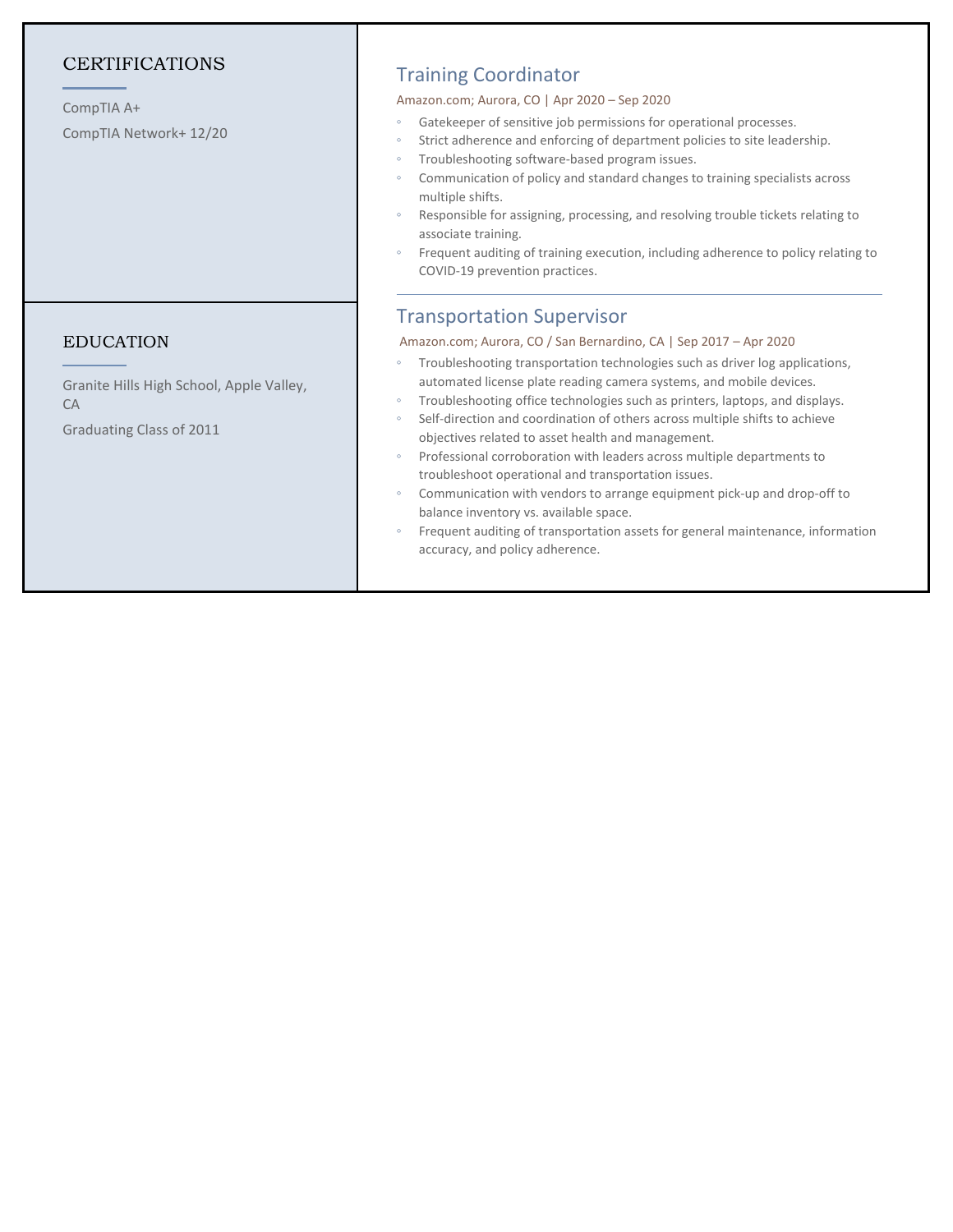## CERTIFICATIONS

CompTIA A+

CompTIA Network+ 12/20

## EDUCATION

Granite Hills High School, Apple Valley, CA

Graduating Class of 2011

## Training Coordinator

Amazon.com; Aurora, CO | Apr 2020 – Sep 2020

- Gatekeeper of sensitive job permissions for operational processes.
- Strict adherence and enforcing of department policies to site leadership.
- Troubleshooting software-based program issues.
- Communication of policy and standard changes to training specialists across multiple shifts.
- Responsible for assigning, processing, and resolving trouble tickets relating to associate training.
- Frequent auditing of training execution, including adherence to policy relating to COVID-19 prevention practices.

## Transportation Supervisor

Amazon.com; Aurora, CO / San Bernardino, CA | Sep 2017 – Apr 2020

- Troubleshooting transportation technologies such as driver log applications, automated license plate reading camera systems, and mobile devices.
- Troubleshooting office technologies such as printers, laptops, and displays.
- Self-direction and coordination of others across multiple shifts to achieve objectives related to asset health and management.
- Professional corroboration with leaders across multiple departments to troubleshoot operational and transportation issues.
- Communication with vendors to arrange equipment pick-up and drop-off to balance inventory vs. available space.
- Frequent auditing of transportation assets for general maintenance, information accuracy, and policy adherence.